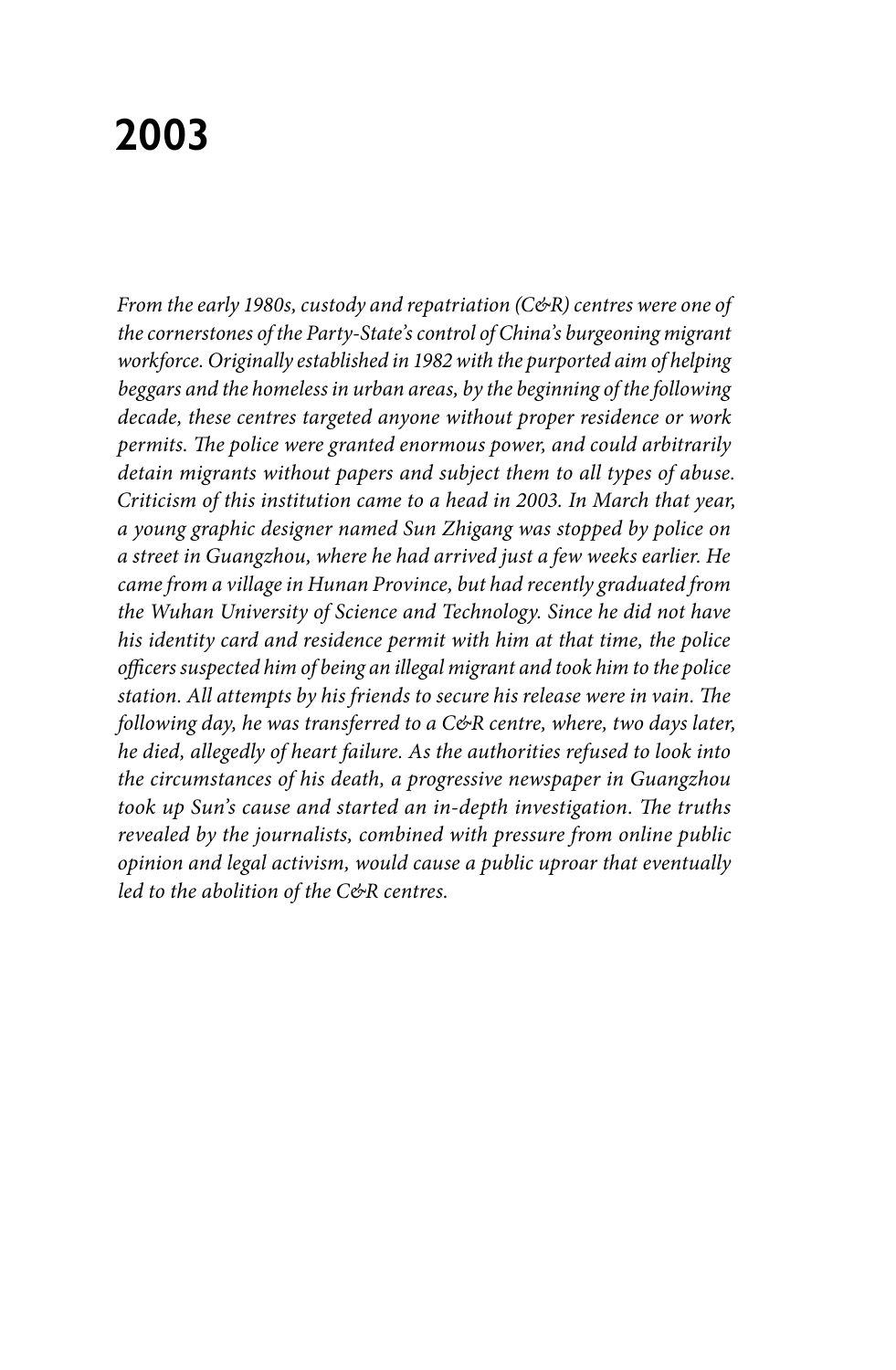# 2003

*From the early 1980s, custody and repatriation (C&R) centres were one of the cornerstones of the Party-State's control of China's burgeoning migrant workforce. Originally established in 1982 with the purported aim of helping beggars and the homeless in urban areas, by the beginning of the following decade, these centres targeted anyone without proper residence or work permits. The police were granted enormous power, and could arbitrarily detain migrants without papers and subject them to all types of abuse. Criticism of this institution came to a head in 2003. In March that year, a young graphic designer named Sun Zhigang was stopped by police on a street in Guangzhou, where he had arrived just a few weeks earlier. He came from a village in Hunan Province, but had recently graduated from the Wuhan University of Science and Technology. Since he did not have his identity card and residence permit with him at that time, the police officers suspected him of being an illegal migrant and took him to the police station. All attempts by his friends to secure his release were in vain. The following day, he was transferred to a C&R centre, where, two days later, he died, allegedly of heart failure. As the authorities refused to look into the circumstances of his death, a progressive newspaper in Guangzhou took up Sun's cause and started an in-depth investigation. The truths revealed by the journalists, combined with pressure from online public opinion and legal activism, would cause a public uproar that eventually led to the abolition of the C&R centres.*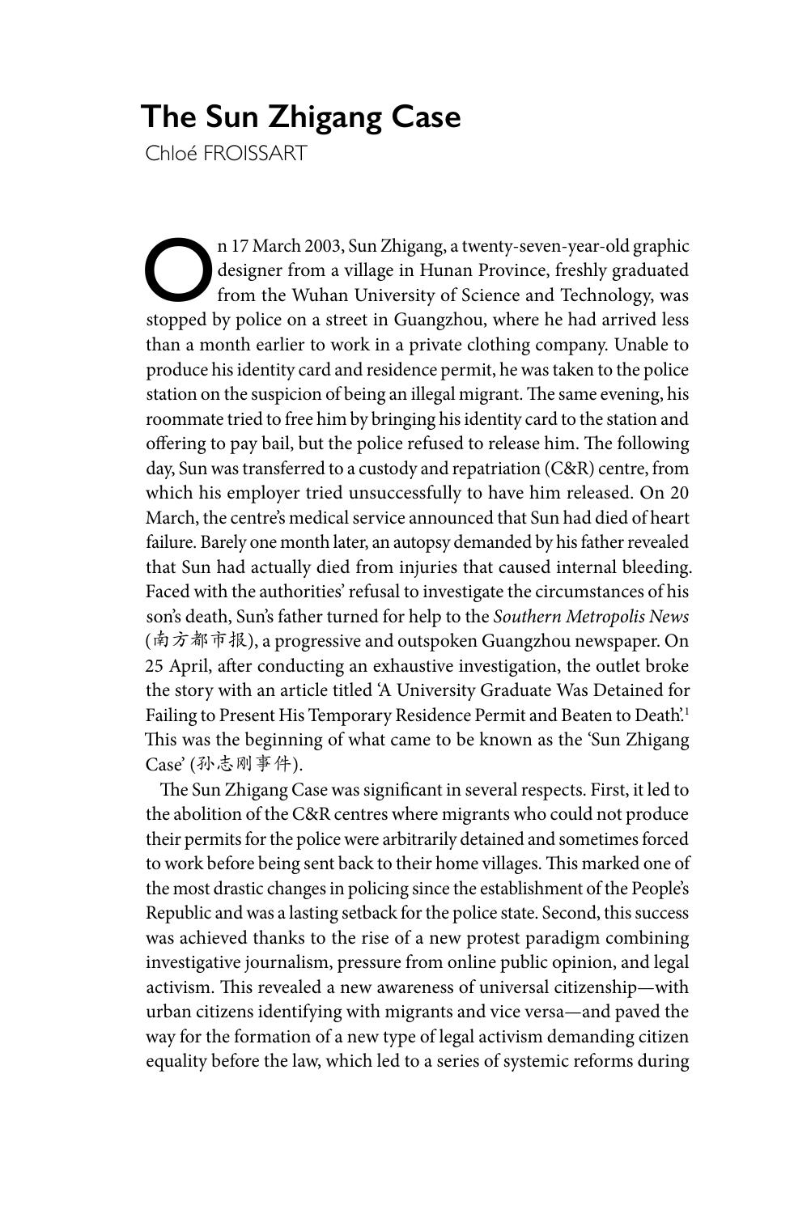# The Sun Zhigang Case

Chloé FROISSART

On 17 March 2003, Sun Zhigang, a twenty-seven-year-old graphic designer from a village in Hunan Province, freshly graduated from the Wuhan University of Science and Technology, was stopped by police on a street in Guangzhou, where he had arrived less than a month earlier to work in a private clothing company. Unable to produce his identity card and residence permit, he was taken to the police station on the suspicion of being an illegal migrant. The same evening, his roommate tried to free him by bringing his identity card to the station and offering to pay bail, but the police refused to release him. The following day, Sun was transferred to a custody and repatriation (C&R) centre, from which his employer tried unsuccessfully to have him released. On 20 March, the centre's medical service announced that Sun had died of heart failure. Barely one month later, an autopsy demanded by his father revealed that Sun had actually died from injuries that caused internal bleeding. Faced with the authorities' refusal to investigate the circumstances of his son's death, Sun's father turned for help to the *Southern Metropolis News* (南方都市报), a progressive and outspoken Guangzhou newspaper. On 25 April, after conducting an exhaustive investigation, the outlet broke the story with an article titled 'A University Graduate Was Detained for Failing to Present His Temporary Residence Permit and Beaten to Death'.[1] This was the beginning of what came to be known as the 'Sun Zhigang Case' (孙志刚事件).

The Sun Zhigang Case was significant in several respects. First, it led to the abolition of the C&R centres where migrants who could not produce their permits for the police were arbitrarily detained and sometimes forced to work before being sent back to their home villages. This marked one of the most drastic changes in policing since the establishment of the People's Republic and was a lasting setback for the police state. Second, this success was achieved thanks to the rise of a new protest paradigm combining investigative journalism, pressure from online public opinion, and legal activism. This revealed a new awareness of universal citizenship—with urban citizens identifying with migrants and vice versa—and paved the way for the formation of a new type of legal activism demanding citizen equality before the law, which led to a series of systemic reforms during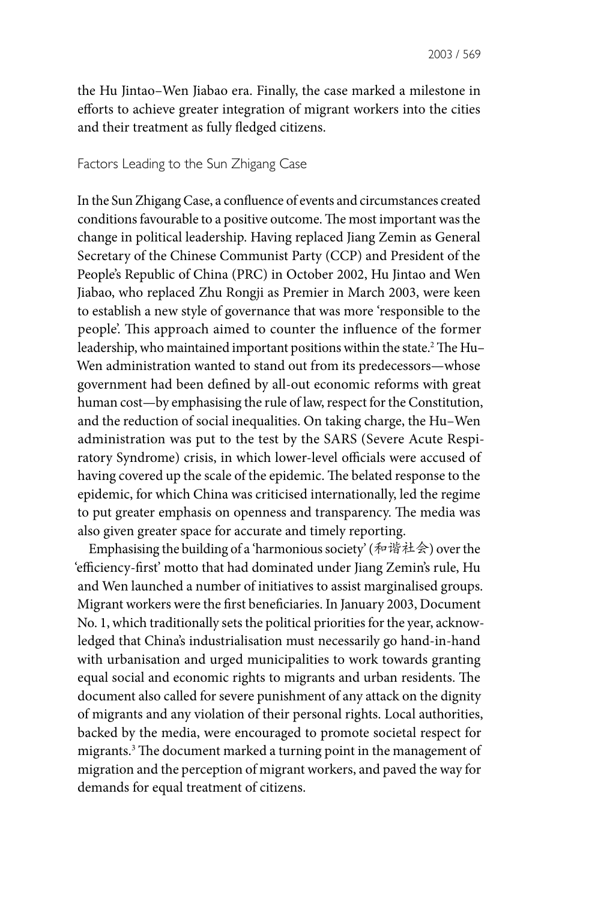the Hu Jintao–Wen Jiabao era. Finally, the case marked a milestone in efforts to achieve greater integration of migrant workers into the cities and their treatment as fully fledged citizens.

## Factors Leading to the Sun Zhigang Case

In the Sun Zhigang Case, a confluence of events and circumstances created conditions favourable to a positive outcome. The most important was the change in political leadership. Having replaced Jiang Zemin as General Secretary of the Chinese Communist Party (CCP) and President of the People's Republic of China (PRC) in October 2002, Hu Jintao and Wen Jiabao, who replaced Zhu Rongji as Premier in March 2003, were keen to establish a new style of governance that was more 'responsible to the people'. This approach aimed to counter the influence of the former leadership, who maintained important positions within the state.[2] The Hu–Wen administration wanted to stand out from its predecessors—whose government had been defined by all-out economic reforms with great human cost—by emphasising the rule of law, respect for the Constitution, and the reduction of social inequalities. On taking charge, the Hu–Wen administration was put to the test by the SARS (Severe Acute Respiratory Syndrome) crisis, in which lower-level officials were accused of having covered up the scale of the epidemic. The belated response to the epidemic, for which China was criticised internationally, led the regime to put greater emphasis on openness and transparency. The media was also given greater space for accurate and timely reporting.

Emphasising the building of a 'harmonious society' (和谐社会) over the 'efficiency-first' motto that had dominated under Jiang Zemin's rule, Hu and Wen launched a number of initiatives to assist marginalised groups. Migrant workers were the first beneficiaries. In January 2003, Document No. 1, which traditionally sets the political priorities for the year, acknowledged that China's industrialisation must necessarily go hand-in-hand with urbanisation and urged municipalities to work towards granting equal social and economic rights to migrants and urban residents. The document also called for severe punishment of any attack on the dignity of migrants and any violation of their personal rights. Local authorities, backed by the media, were encouraged to promote societal respect for migrants.[3] The document marked a turning point in the management of migration and the perception of migrant workers, and paved the way for demands for equal treatment of citizens.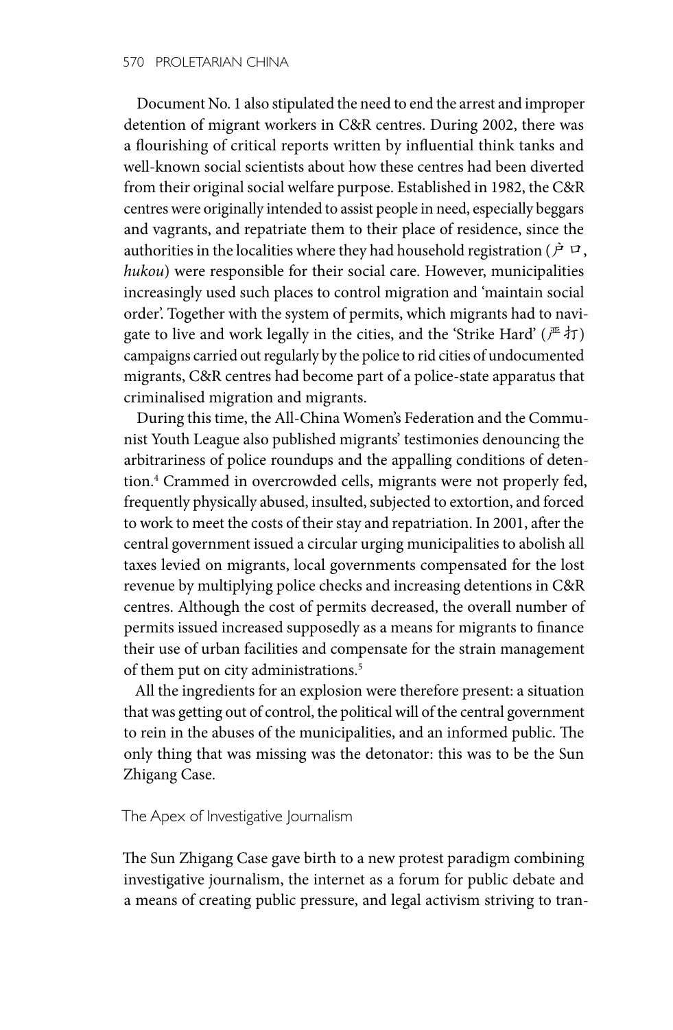Document No. 1 also stipulated the need to end the arrest and improper detention of migrant workers in C&R centres. During 2002, there was a flourishing of critical reports written by influential think tanks and well-known social scientists about how these centres had been diverted from their original social welfare purpose. Established in 1982, the C&R centres were originally intended to assist people in need, especially beggars and vagrants, and repatriate them to their place of residence, since the authorities in the localities where they had household registration (户口, *hukou*) were responsible for their social care. However, municipalities increasingly used such places to control migration and 'maintain social order'. Together with the system of permits, which migrants had to navigate to live and work legally in the cities, and the 'Strike Hard' (严打) campaigns carried out regularly by the police to rid cities of undocumented migrants, C&R centres had become part of a police-state apparatus that criminalised migration and migrants.

During this time, the All-China Women's Federation and the Communist Youth League also published migrants' testimonies denouncing the arbitrariness of police roundups and the appalling conditions of detention.[4] Crammed in overcrowded cells, migrants were not properly fed, frequently physically abused, insulted, subjected to extortion, and forced to work to meet the costs of their stay and repatriation. In 2001, after the central government issued a circular urging municipalities to abolish all taxes levied on migrants, local governments compensated for the lost revenue by multiplying police checks and increasing detentions in C&R centres. Although the cost of permits decreased, the overall number of permits issued increased supposedly as a means for migrants to finance their use of urban facilities and compensate for the strain management of them put on city administrations.[5]

All the ingredients for an explosion were therefore present: a situation that was getting out of control, the political will of the central government to rein in the abuses of the municipalities, and an informed public. The only thing that was missing was the detonator: this was to be the Sun Zhigang Case.

## The Apex of Investigative Journalism

The Sun Zhigang Case gave birth to a new protest paradigm combining investigative journalism, the internet as a forum for public debate and a means of creating public pressure, and legal activism striving to tran-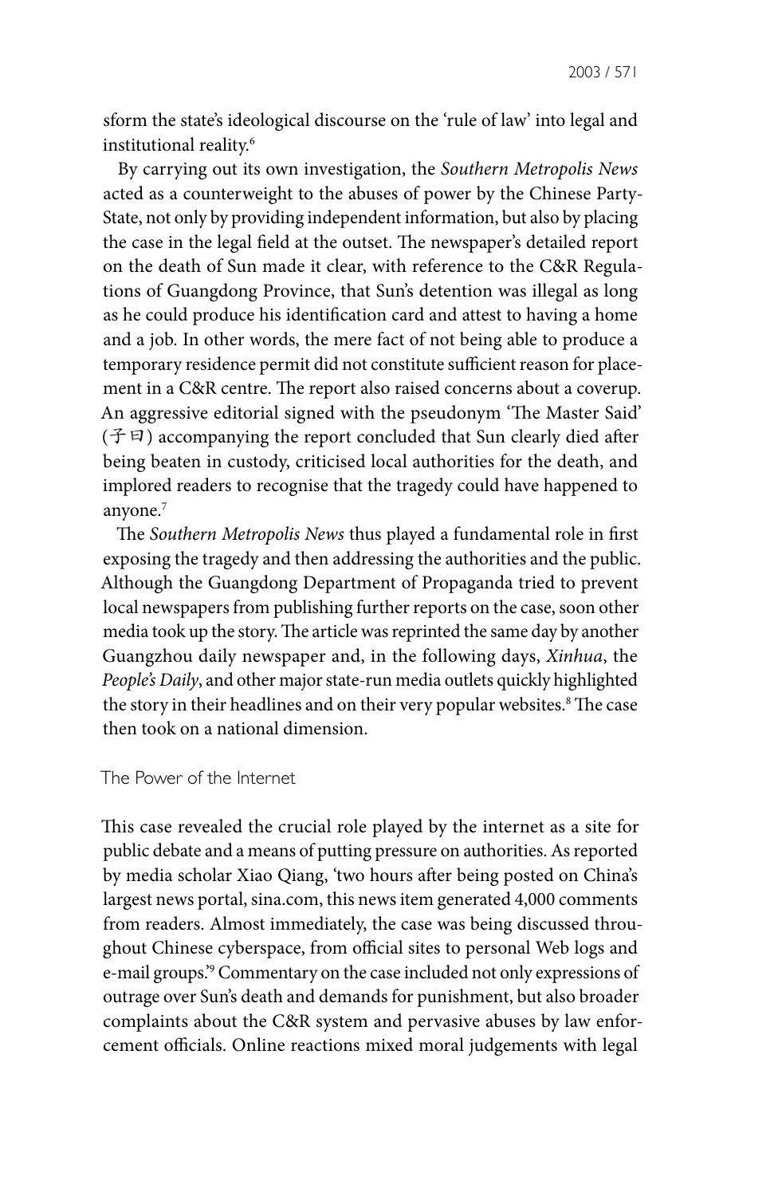sform the state's ideological discourse on the 'rule of law' into legal and institutional reality.[6]

By carrying out its own investigation, the *Southern Metropolis News* acted as a counterweight to the abuses of power by the Chinese Party-State, not only by providing independent information, but also by placing the case in the legal field at the outset. The newspaper's detailed report on the death of Sun made it clear, with reference to the C&R Regulations of Guangdong Province, that Sun's detention was illegal as long as he could produce his identification card and attest to having a home and a job. In other words, the mere fact of not being able to produce a temporary residence permit did not constitute sufficient reason for placement in a C&R centre. The report also raised concerns about a coverup. An aggressive editorial signed with the pseudonym 'The Master Said' (子曰) accompanying the report concluded that Sun clearly died after being beaten in custody, criticised local authorities for the death, and implored readers to recognise that the tragedy could have happened to anyone.[7]

The *Southern Metropolis News* thus played a fundamental role in first exposing the tragedy and then addressing the authorities and the public. Although the Guangdong Department of Propaganda tried to prevent local newspapers from publishing further reports on the case, soon other media took up the story. The article was reprinted the same day by another Guangzhou daily newspaper and, in the following days, *Xinhua*, the *People's Daily*, and other major state-run media outlets quickly highlighted the story in their headlines and on their very popular websites.[8] The case then took on a national dimension.

## The Power of the Internet

This case revealed the crucial role played by the internet as a site for public debate and a means of putting pressure on authorities. As reported by media scholar Xiao Qiang, 'two hours after being posted on China's largest news portal, sina.com, this news item generated 4,000 comments from readers. Almost immediately, the case was being discussed throughout Chinese cyberspace, from official sites to personal Web logs and e-mail groups.'[9] Commentary on the case included not only expressions of outrage over Sun's death and demands for punishment, but also broader complaints about the C&R system and pervasive abuses by law enforcement officials. Online reactions mixed moral judgements with legal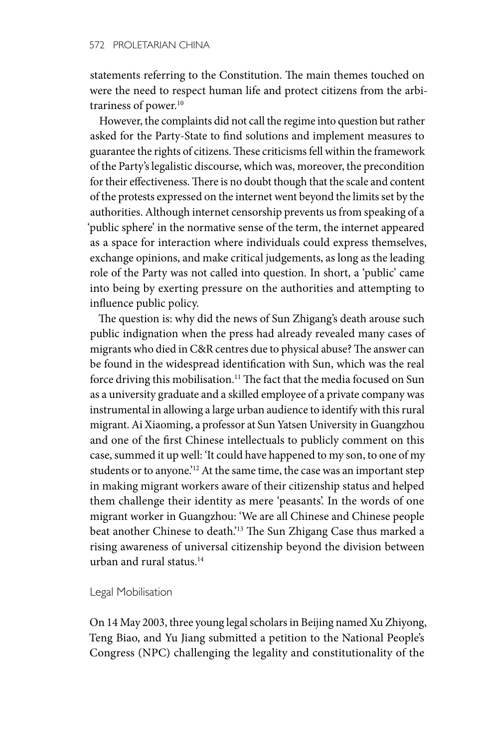statements referring to the Constitution. The main themes touched on were the need to respect human life and protect citizens from the arbitrariness of power.[10]

However, the complaints did not call the regime into question but rather asked for the Party-State to find solutions and implement measures to guarantee the rights of citizens. These criticisms fell within the framework of the Party's legalistic discourse, which was, moreover, the precondition for their effectiveness. There is no doubt though that the scale and content of the protests expressed on the internet went beyond the limits set by the authorities. Although internet censorship prevents us from speaking of a 'public sphere' in the normative sense of the term, the internet appeared as a space for interaction where individuals could express themselves, exchange opinions, and make critical judgements, as long as the leading role of the Party was not called into question. In short, a 'public' came into being by exerting pressure on the authorities and attempting to influence public policy.

The question is: why did the news of Sun Zhigang's death arouse such public indignation when the press had already revealed many cases of migrants who died in C&R centres due to physical abuse? The answer can be found in the widespread identification with Sun, which was the real force driving this mobilisation.[11] The fact that the media focused on Sun as a university graduate and a skilled employee of a private company was instrumental in allowing a large urban audience to identify with this rural migrant. Ai Xiaoming, a professor at Sun Yatsen University in Guangzhou and one of the first Chinese intellectuals to publicly comment on this case, summed it up well: 'It could have happened to my son, to one of my students or to anyone.'[12] At the same time, the case was an important step in making migrant workers aware of their citizenship status and helped them challenge their identity as mere 'peasants'. In the words of one migrant worker in Guangzhou: 'We are all Chinese and Chinese people beat another Chinese to death.'[13] The Sun Zhigang Case thus marked a rising awareness of universal citizenship beyond the division between urban and rural status.[14]

## Legal Mobilisation

On 14 May 2003, three young legal scholars in Beijing named Xu Zhiyong, Teng Biao, and Yu Jiang submitted a petition to the National People's Congress (NPC) challenging the legality and constitutionality of the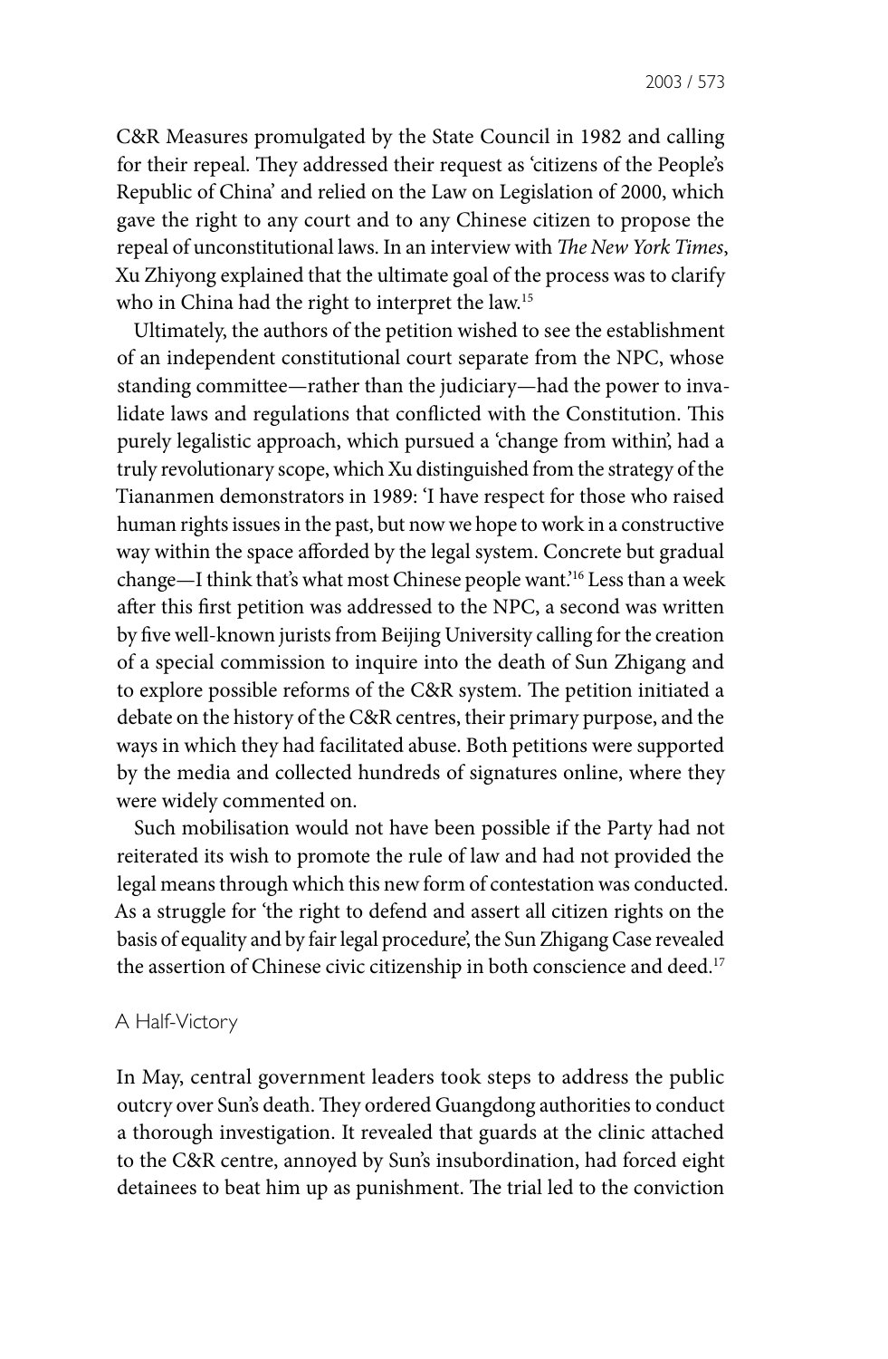C&R Measures promulgated by the State Council in 1982 and calling for their repeal. They addressed their request as 'citizens of the People's Republic of China' and relied on the Law on Legislation of 2000, which gave the right to any court and to any Chinese citizen to propose the repeal of unconstitutional laws. In an interview with *The New York Times*, Xu Zhiyong explained that the ultimate goal of the process was to clarify who in China had the right to interpret the law.[15]

Ultimately, the authors of the petition wished to see the establishment of an independent constitutional court separate from the NPC, whose standing committee—rather than the judiciary—had the power to invalidate laws and regulations that conflicted with the Constitution. This purely legalistic approach, which pursued a 'change from within', had a truly revolutionary scope, which Xu distinguished from the strategy of the Tiananmen demonstrators in 1989: 'I have respect for those who raised human rights issues in the past, but now we hope to work in a constructive way within the space afforded by the legal system. Concrete but gradual change—I think that's what most Chinese people want.'[16] Less than a week after this first petition was addressed to the NPC, a second was written by five well-known jurists from Beijing University calling for the creation of a special commission to inquire into the death of Sun Zhigang and to explore possible reforms of the C&R system. The petition initiated a debate on the history of the C&R centres, their primary purpose, and the ways in which they had facilitated abuse. Both petitions were supported by the media and collected hundreds of signatures online, where they were widely commented on.

Such mobilisation would not have been possible if the Party had not reiterated its wish to promote the rule of law and had not provided the legal means through which this new form of contestation was conducted. As a struggle for 'the right to defend and assert all citizen rights on the basis of equality and by fair legal procedure', the Sun Zhigang Case revealed the assertion of Chinese civic citizenship in both conscience and deed.[17]

## A Half-Victory

In May, central government leaders took steps to address the public outcry over Sun's death. They ordered Guangdong authorities to conduct a thorough investigation. It revealed that guards at the clinic attached to the C&R centre, annoyed by Sun's insubordination, had forced eight detainees to beat him up as punishment. The trial led to the conviction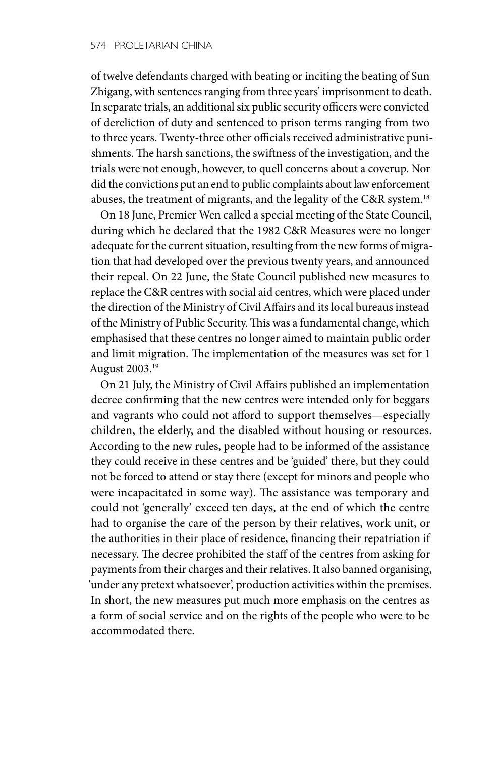of twelve defendants charged with beating or inciting the beating of Sun Zhigang, with sentences ranging from three years' imprisonment to death. In separate trials, an additional six public security officers were convicted of dereliction of duty and sentenced to prison terms ranging from two to three years. Twenty-three other officials received administrative punishments. The harsh sanctions, the swiftness of the investigation, and the trials were not enough, however, to quell concerns about a coverup. Nor did the convictions put an end to public complaints about law enforcement abuses, the treatment of migrants, and the legality of the C&R system.[18]

On 18 June, Premier Wen called a special meeting of the State Council, during which he declared that the 1982 C&R Measures were no longer adequate for the current situation, resulting from the new forms of migration that had developed over the previous twenty years, and announced their repeal. On 22 June, the State Council published new measures to replace the C&R centres with social aid centres, which were placed under the direction of the Ministry of Civil Affairs and its local bureaus instead of the Ministry of Public Security. This was a fundamental change, which emphasised that these centres no longer aimed to maintain public order and limit migration. The implementation of the measures was set for 1 August 2003.[19]

On 21 July, the Ministry of Civil Affairs published an implementation decree confirming that the new centres were intended only for beggars and vagrants who could not afford to support themselves—especially children, the elderly, and the disabled without housing or resources. According to the new rules, people had to be informed of the assistance they could receive in these centres and be 'guided' there, but they could not be forced to attend or stay there (except for minors and people who were incapacitated in some way). The assistance was temporary and could not 'generally' exceed ten days, at the end of which the centre had to organise the care of the person by their relatives, work unit, or the authorities in their place of residence, financing their repatriation if necessary. The decree prohibited the staff of the centres from asking for payments from their charges and their relatives. It also banned organising, 'under any pretext whatsoever', production activities within the premises. In short, the new measures put much more emphasis on the centres as a form of social service and on the rights of the people who were to be accommodated there.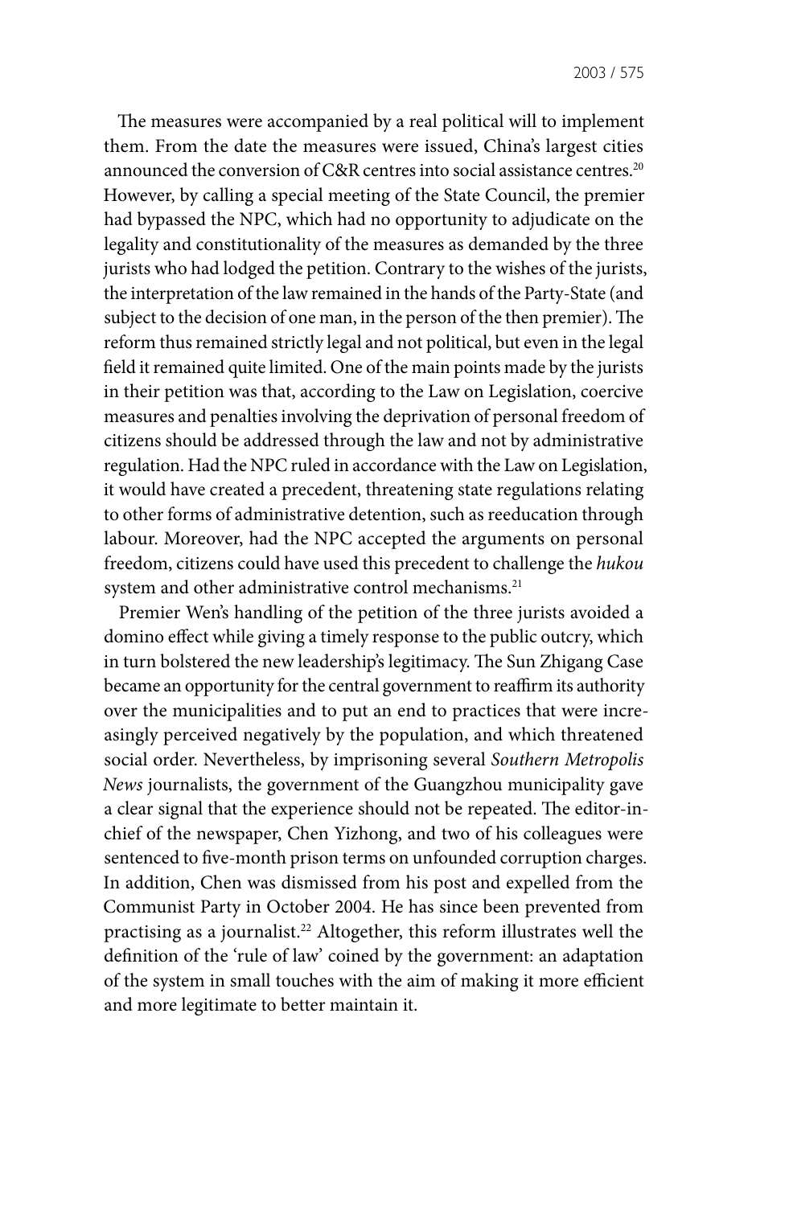The measures were accompanied by a real political will to implement them. From the date the measures were issued, China's largest cities announced the conversion of C&R centres into social assistance centres.[20] However, by calling a special meeting of the State Council, the premier had bypassed the NPC, which had no opportunity to adjudicate on the legality and constitutionality of the measures as demanded by the three jurists who had lodged the petition. Contrary to the wishes of the jurists, the interpretation of the law remained in the hands of the Party-State (and subject to the decision of one man, in the person of the then premier). The reform thus remained strictly legal and not political, but even in the legal field it remained quite limited. One of the main points made by the jurists in their petition was that, according to the Law on Legislation, coercive measures and penalties involving the deprivation of personal freedom of citizens should be addressed through the law and not by administrative regulation. Had the NPC ruled in accordance with the Law on Legislation, it would have created a precedent, threatening state regulations relating to other forms of administrative detention, such as reeducation through labour. Moreover, had the NPC accepted the arguments on personal freedom, citizens could have used this precedent to challenge the *hukou* system and other administrative control mechanisms.[21]

Premier Wen's handling of the petition of the three jurists avoided a domino effect while giving a timely response to the public outcry, which in turn bolstered the new leadership's legitimacy. The Sun Zhigang Case became an opportunity for the central government to reaffirm its authority over the municipalities and to put an end to practices that were increasingly perceived negatively by the population, and which threatened social order. Nevertheless, by imprisoning several *Southern Metropolis News* journalists, the government of the Guangzhou municipality gave a clear signal that the experience should not be repeated. The editor-in-chief of the newspaper, Chen Yizhong, and two of his colleagues were sentenced to five-month prison terms on unfounded corruption charges. In addition, Chen was dismissed from his post and expelled from the Communist Party in October 2004. He has since been prevented from practising as a journalist.[22] Altogether, this reform illustrates well the definition of the 'rule of law' coined by the government: an adaptation of the system in small touches with the aim of making it more efficient and more legitimate to better maintain it.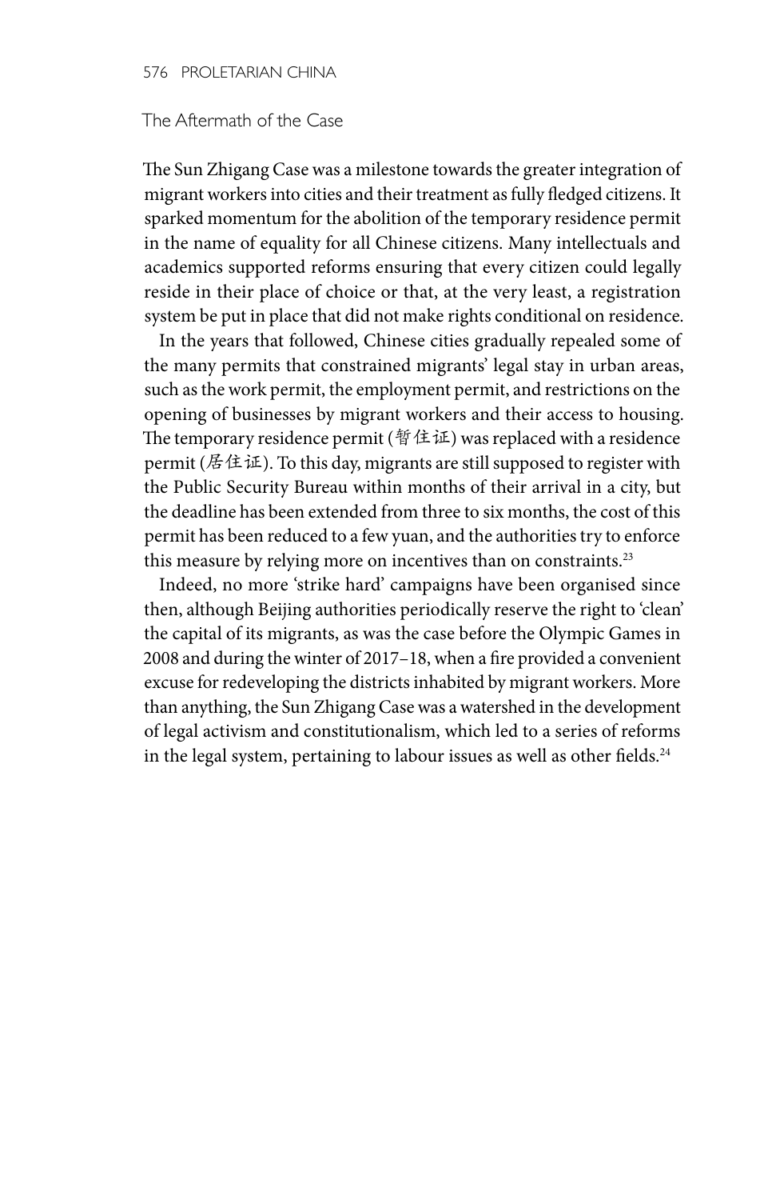## The Aftermath of the Case

The Sun Zhigang Case was a milestone towards the greater integration of migrant workers into cities and their treatment as fully fledged citizens. It sparked momentum for the abolition of the temporary residence permit in the name of equality for all Chinese citizens. Many intellectuals and academics supported reforms ensuring that every citizen could legally reside in their place of choice or that, at the very least, a registration system be put in place that did not make rights conditional on residence.

In the years that followed, Chinese cities gradually repealed some of the many permits that constrained migrants' legal stay in urban areas, such as the work permit, the employment permit, and restrictions on the opening of businesses by migrant workers and their access to housing. The temporary residence permit (暂住证) was replaced with a residence permit (居住证). To this day, migrants are still supposed to register with the Public Security Bureau within months of their arrival in a city, but the deadline has been extended from three to six months, the cost of this permit has been reduced to a few yuan, and the authorities try to enforce this measure by relying more on incentives than on constraints.[23]

Indeed, no more 'strike hard' campaigns have been organised since then, although Beijing authorities periodically reserve the right to 'clean' the capital of its migrants, as was the case before the Olympic Games in 2008 and during the winter of 2017–18, when a fire provided a convenient excuse for redeveloping the districts inhabited by migrant workers. More than anything, the Sun Zhigang Case was a watershed in the development of legal activism and constitutionalism, which led to a series of reforms in the legal system, pertaining to labour issues as well as other fields.[24]